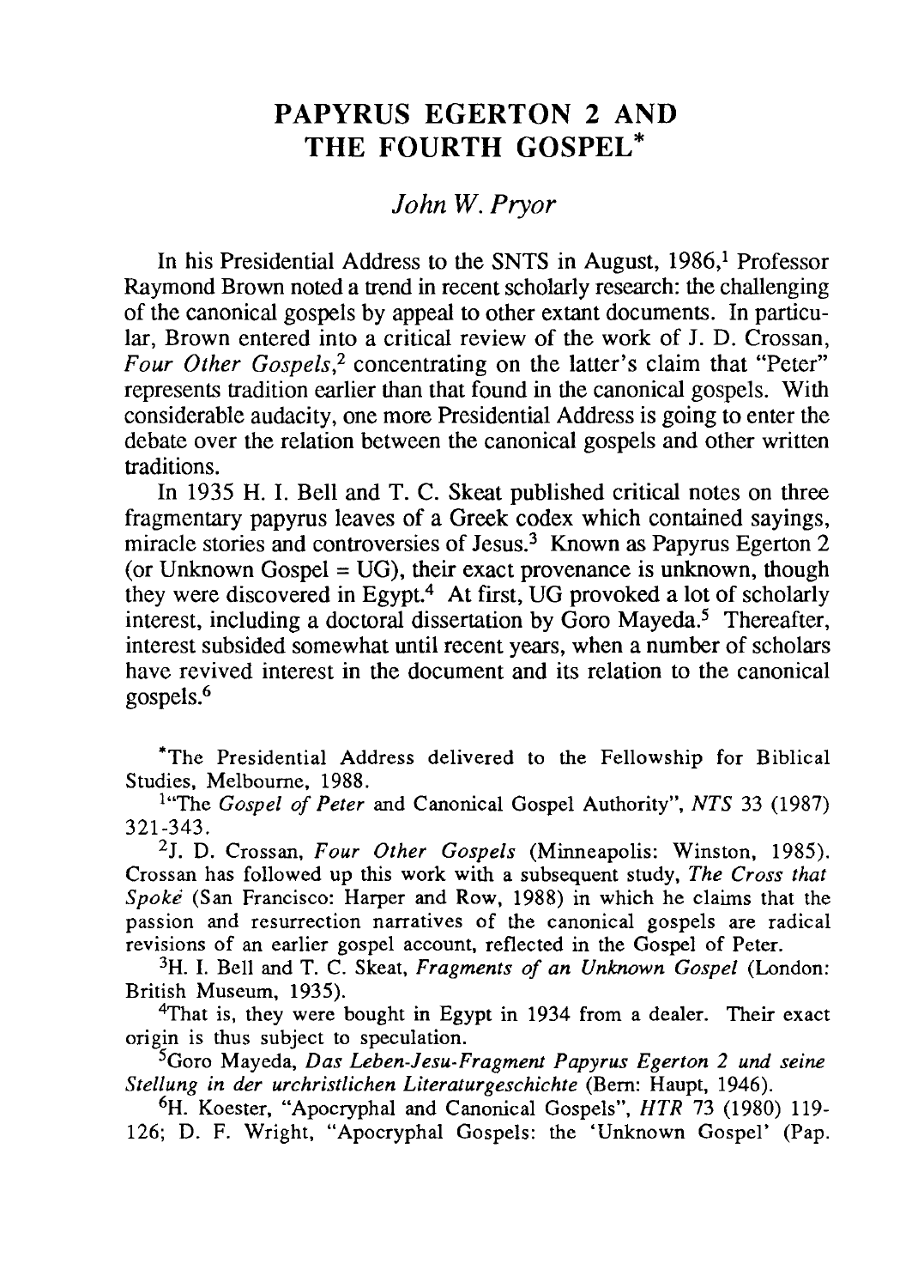# PAPYRUS EGERTON 2 AND THE FOURTH GOSPEL*

*John W. Pryor*

In his Presidential Address to the SNTS in August, 1986,[1] Professor Raymond Brown noted a trend in recent scholarly research: the challenging of the canonical gospels by appeal to other extant documents. In particular, Brown entered into a critical review of the work of J. D. Crossan, *Four Other Gospels*,[2] concentrating on the latter's claim that "Peter" represents tradition earlier than that found in the canonical gospels. With considerable audacity, one more Presidential Address is going to enter the debate over the relation between the canonical gospels and other written traditions.

In 1935 H. I. Bell and T. C. Skeat published critical notes on three fragmentary papyrus leaves of a Greek codex which contained sayings, miracle stories and controversies of Jesus.[3] Known as Papyrus Egerton 2 (or Unknown Gospel = UG), their exact provenance is unknown, though they were discovered in Egypt.[4] At first, UG provoked a lot of scholarly interest, including a doctoral dissertation by Goro Mayeda.[5] Thereafter, interest subsided somewhat until recent years, when a number of scholars have revived interest in the document and its relation to the canonical gospels.[6]

*The Presidential Address delivered to the Fellowship for Biblical Studies, Melbourne, 1988.

[1] "The *Gospel of Peter* and Canonical Gospel Authority", *NTS* 33 (1987) 321-343.

[2] J. D. Crossan, *Four Other Gospels* (Minneapolis: Winston, 1985). Crossan has followed up this work with a subsequent study, *The Cross that Spoke* (San Francisco: Harper and Row, 1988) in which he claims that the passion and resurrection narratives of the canonical gospels are radical revisions of an earlier gospel account, reflected in the Gospel of Peter.

[3] H. I. Bell and T. C. Skeat, *Fragments of an Unknown Gospel* (London: British Museum, 1935).

[4] That is, they were bought in Egypt in 1934 from a dealer. Their exact origin is thus subject to speculation.

[5] Goro Mayeda, *Das Leben-Jesu-Fragment Papyrus Egerton 2 und seine Stellung in der urchristlichen Literaturgeschichte* (Bern: Haupt, 1946).

[6] H. Koester, "Apocryphal and Canonical Gospels", *HTR* 73 (1980) 119-126; D. F. Wright, "Apocryphal Gospels: the 'Unknown Gospel' (Pap.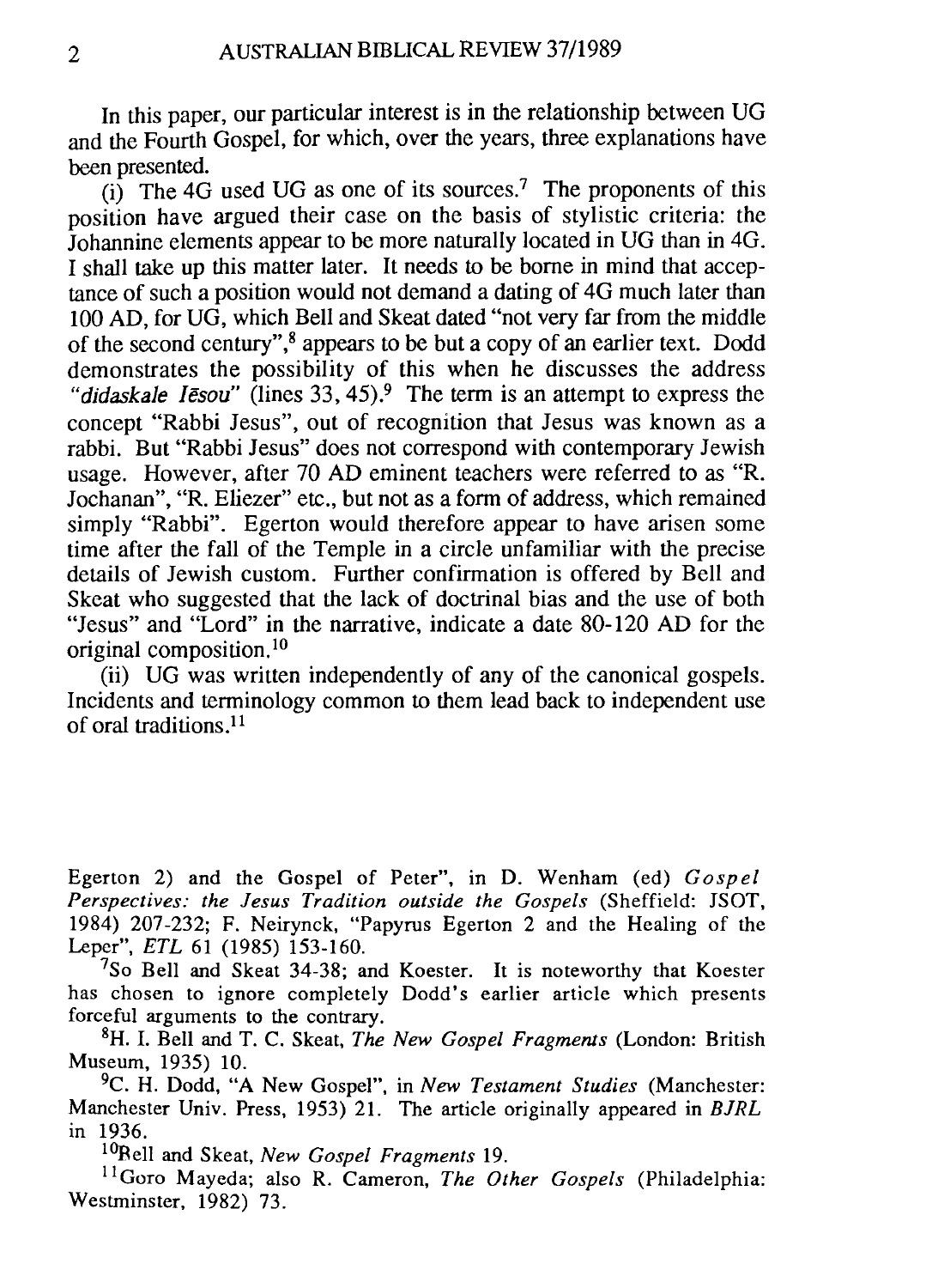In this paper, our particular interest is in the relationship between UG and the Fourth Gospel, for which, over the years, three explanations have been presented.

(i) The 4G used UG as one of its sources.[7] The proponents of this position have argued their case on the basis of stylistic criteria: the Johannine elements appear to be more naturally located in UG than in 4G. I shall take up this matter later. It needs to be borne in mind that acceptance of such a position would not demand a dating of 4G much later than 100 AD, for UG, which Bell and Skeat dated "not very far from the middle of the second century",[8] appears to be but a copy of an earlier text. Dodd demonstrates the possibility of this when he discusses the address *"didaskale Iēsou"* (lines 33, 45).[9] The term is an attempt to express the concept "Rabbi Jesus", out of recognition that Jesus was known as a rabbi. But "Rabbi Jesus" does not correspond with contemporary Jewish usage. However, after 70 AD eminent teachers were referred to as "R. Jochanan", "R. Eliezer" etc., but not as a form of address, which remained simply "Rabbi". Egerton would therefore appear to have arisen some time after the fall of the Temple in a circle unfamiliar with the precise details of Jewish custom. Further confirmation is offered by Bell and Skeat who suggested that the lack of doctrinal bias and the use of both "Jesus" and "Lord" in the narrative, indicate a date 80-120 AD for the original composition.[10]

(ii) UG was written independently of any of the canonical gospels. Incidents and terminology common to them lead back to independent use of oral traditions.[11]

---

Egerton 2) and the Gospel of Peter", in D. Wenham (ed) *Gospel Perspectives: the Jesus Tradition outside the Gospels* (Sheffield: JSOT, 1984) 207-232; F. Neirynck, "Papyrus Egerton 2 and the Healing of the Leper", *ETL* 61 (1985) 153-160.

[7] So Bell and Skeat 34-38; and Koester. It is noteworthy that Koester has chosen to ignore completely Dodd's earlier article which presents forceful arguments to the contrary.

[8] H. I. Bell and T. C. Skeat, *The New Gospel Fragments* (London: British Museum, 1935) 10.

[9] C. H. Dodd, "A New Gospel", in *New Testament Studies* (Manchester: Manchester Univ. Press, 1953) 21. The article originally appeared in *BJRL* in 1936.

[10] Bell and Skeat, *New Gospel Fragments* 19.

[11] Goro Mayeda; also R. Cameron, *The Other Gospels* (Philadelphia: Westminster, 1982) 73.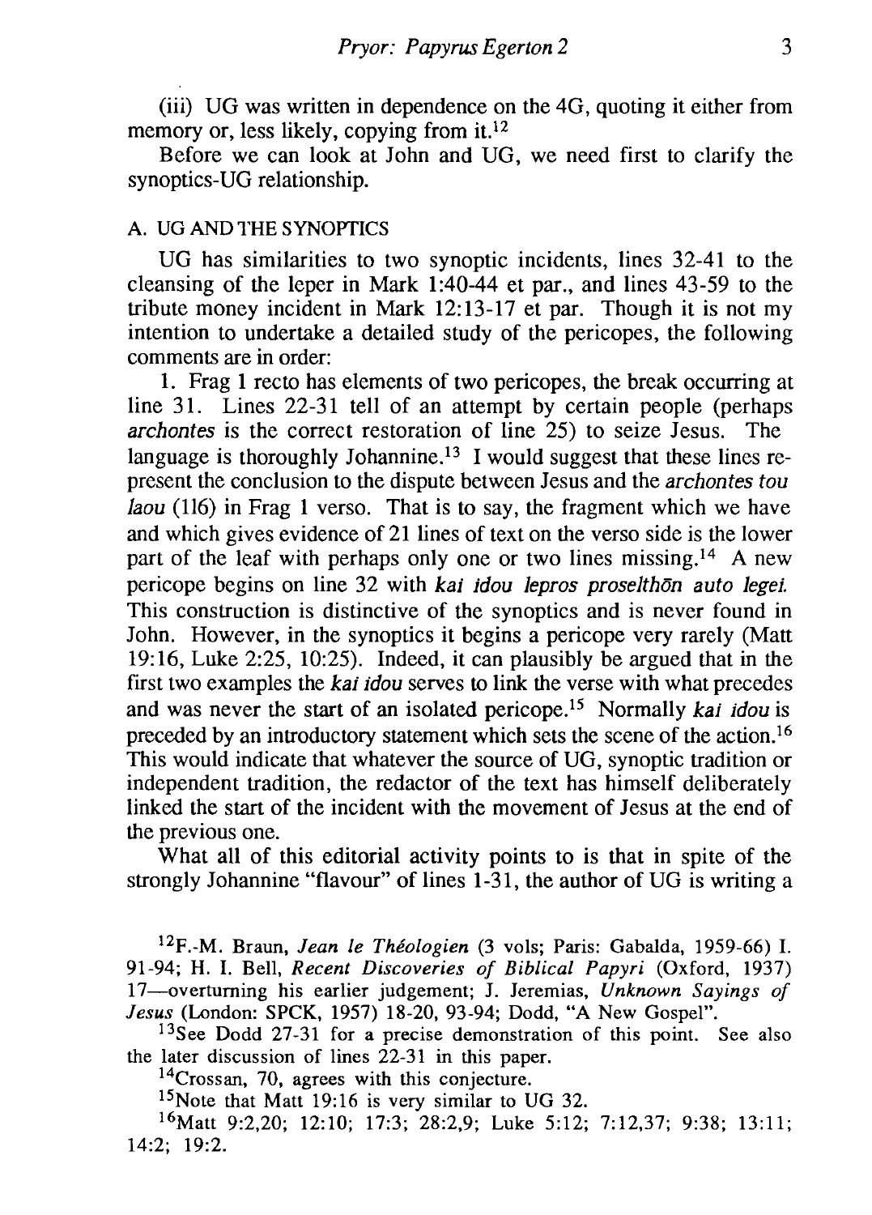(iii) UG was written in dependence on the 4G, quoting it either from memory or, less likely, copying from it.[12]

Before we can look at John and UG, we need first to clarify the synoptics-UG relationship.

## A. UG AND THE SYNOPTICS

UG has similarities to two synoptic incidents, lines 32-41 to the cleansing of the leper in Mark 1:40-44 et par., and lines 43-59 to the tribute money incident in Mark 12:13-17 et par. Though it is not my intention to undertake a detailed study of the pericopes, the following comments are in order:

1. Frag 1 recto has elements of two pericopes, the break occurring at line 31. Lines 22-31 tell of an attempt by certain people (perhaps *archontes* is the correct restoration of line 25) to seize Jesus. The language is thoroughly Johannine.[13] I would suggest that these lines represent the conclusion to the dispute between Jesus and the *archontes tou laou* (116) in Frag 1 verso. That is to say, the fragment which we have and which gives evidence of 21 lines of text on the verso side is the lower part of the leaf with perhaps only one or two lines missing.[14] A new pericope begins on line 32 with *kai idou lepros proselthōn auto legei.* This construction is distinctive of the synoptics and is never found in John. However, in the synoptics it begins a pericope very rarely (Matt 19:16, Luke 2:25, 10:25). Indeed, it can plausibly be argued that in the first two examples the *kai idou* serves to link the verse with what precedes and was never the start of an isolated pericope.[15] Normally *kai idou* is preceded by an introductory statement which sets the scene of the action.[16] This would indicate that whatever the source of UG, synoptic tradition or independent tradition, the redactor of the text has himself deliberately linked the start of the incident with the movement of Jesus at the end of the previous one.

What all of this editorial activity points to is that in spite of the strongly Johannine "flavour" of lines 1-31, the author of UG is writing a

[12] F.-M. Braun, *Jean le Théologien* (3 vols; Paris: Gabalda, 1959-66) I. 91-94; H. I. Bell, *Recent Discoveries of Biblical Papyri* (Oxford, 1937) 17—overturning his earlier judgement; J. Jeremias, *Unknown Sayings of Jesus* (London: SPCK, 1957) 18-20, 93-94; Dodd, "A New Gospel".

[13] See Dodd 27-31 for a precise demonstration of this point. See also the later discussion of lines 22-31 in this paper.

[14] Crossan, 70, agrees with this conjecture.

[15] Note that Matt 19:16 is very similar to UG 32.

[16] Matt 9:2,20; 12:10; 17:3; 28:2,9; Luke 5:12; 7:12,37; 9:38; 13:11; 14:2; 19:2.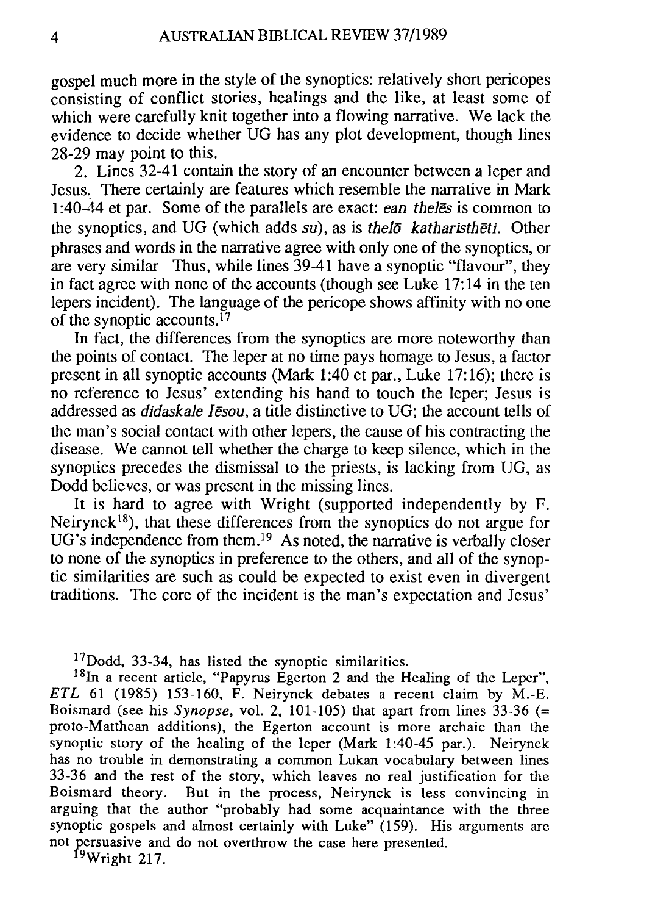gospel much more in the style of the synoptics: relatively short pericopes consisting of conflict stories, healings and the like, at least some of which were carefully knit together into a flowing narrative. We lack the evidence to decide whether UG has any plot development, though lines 28-29 may point to this.

2. Lines 32-41 contain the story of an encounter between a leper and Jesus. There certainly are features which resemble the narrative in Mark 1:40-44 et par. Some of the parallels are exact: *ean thelēs* is common to the synoptics, and UG (which adds *su*), as is *thelō katharisthēti*. Other phrases and words in the narrative agree with only one of the synoptics, or are very similar Thus, while lines 39-41 have a synoptic "flavour", they in fact agree with none of the accounts (though see Luke 17:14 in the ten lepers incident). The language of the pericope shows affinity with no one of the synoptic accounts.[17]

In fact, the differences from the synoptics are more noteworthy than the points of contact. The leper at no time pays homage to Jesus, a factor present in all synoptic accounts (Mark 1:40 et par., Luke 17:16); there is no reference to Jesus' extending his hand to touch the leper; Jesus is addressed as *didaskale Iēsou*, a title distinctive to UG; the account tells of the man's social contact with other lepers, the cause of his contracting the disease. We cannot tell whether the charge to keep silence, which in the synoptics precedes the dismissal to the priests, is lacking from UG, as Dodd believes, or was present in the missing lines.

It is hard to agree with Wright (supported independently by F. Neirynck[18]), that these differences from the synoptics do not argue for UG's independence from them.[19] As noted, the narrative is verbally closer to none of the synoptics in preference to the others, and all of the synoptic similarities are such as could be expected to exist even in divergent traditions. The core of the incident is the man's expectation and Jesus'

[17]Dodd, 33-34, has listed the synoptic similarities.

[18]In a recent article, "Papyrus Egerton 2 and the Healing of the Leper", *ETL* 61 (1985) 153-160, F. Neirynck debates a recent claim by M.-E. Boismard (see his *Synopse*, vol. 2, 101-105) that apart from lines 33-36 (= proto-Matthean additions), the Egerton account is more archaic than the synoptic story of the healing of the leper (Mark 1:40-45 par.). Neirynck has no trouble in demonstrating a common Lukan vocabulary between lines 33-36 and the rest of the story, which leaves no real justification for the Boismard theory. But in the process, Neirynck is less convincing in arguing that the author "probably had some acquaintance with the three synoptic gospels and almost certainly with Luke" (159). His arguments are not persuasive and do not overthrow the case here presented.

[19]Wright 217.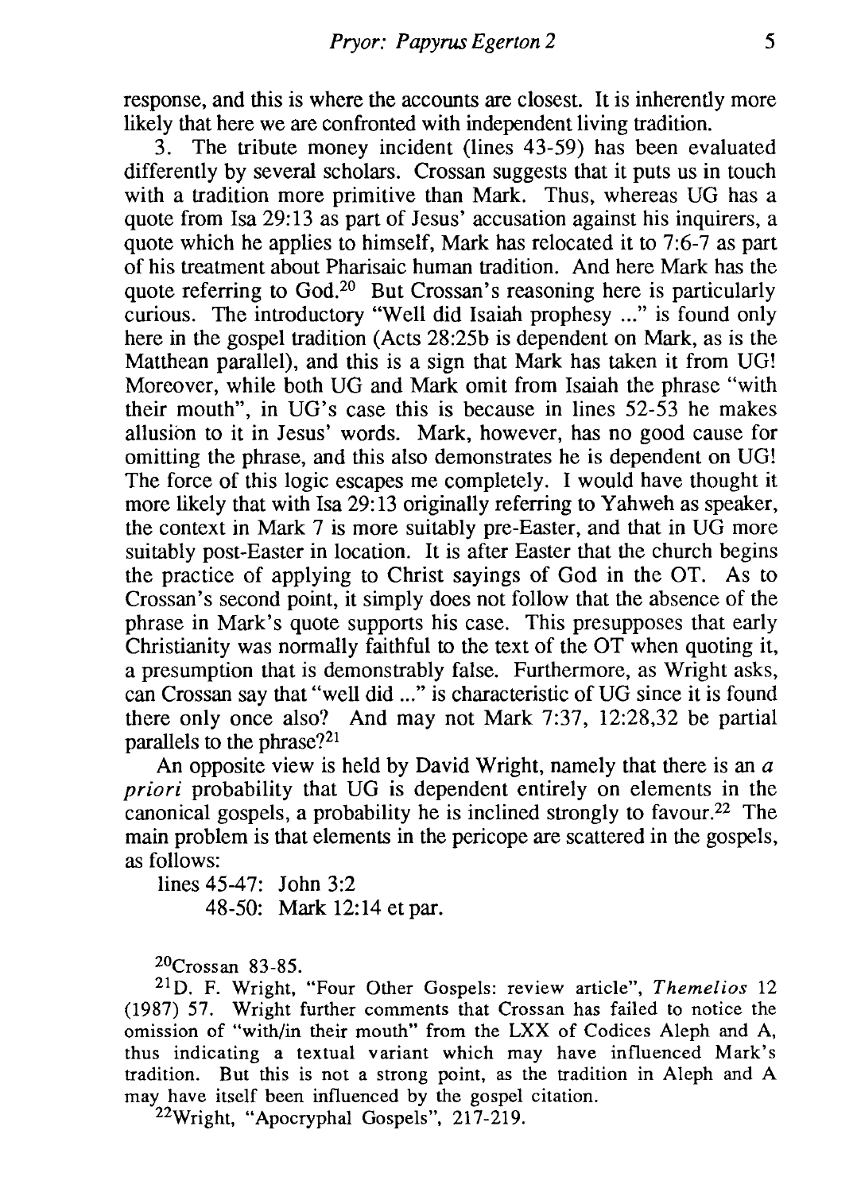response, and this is where the accounts are closest. It is inherently more likely that here we are confronted with independent living tradition.

3. The tribute money incident (lines 43-59) has been evaluated differently by several scholars. Crossan suggests that it puts us in touch with a tradition more primitive than Mark. Thus, whereas UG has a quote from Isa 29:13 as part of Jesus' accusation against his inquirers, a quote which he applies to himself, Mark has relocated it to 7:6-7 as part of his treatment about Pharisaic human tradition. And here Mark has the quote referring to God.[20] But Crossan's reasoning here is particularly curious. The introductory "Well did Isaiah prophesy ..." is found only here in the gospel tradition (Acts 28:25b is dependent on Mark, as is the Matthean parallel), and this is a sign that Mark has taken it from UG! Moreover, while both UG and Mark omit from Isaiah the phrase "with their mouth", in UG's case this is because in lines 52-53 he makes allusion to it in Jesus' words. Mark, however, has no good cause for omitting the phrase, and this also demonstrates he is dependent on UG! The force of this logic escapes me completely. I would have thought it more likely that with Isa 29:13 originally referring to Yahweh as speaker, the context in Mark 7 is more suitably pre-Easter, and that in UG more suitably post-Easter in location. It is after Easter that the church begins the practice of applying to Christ sayings of God in the OT. As to Crossan's second point, it simply does not follow that the absence of the phrase in Mark's quote supports his case. This presupposes that early Christianity was normally faithful to the text of the OT when quoting it, a presumption that is demonstrably false. Furthermore, as Wright asks, can Crossan say that "well did ..." is characteristic of UG since it is found there only once also? And may not Mark 7:37, 12:28,32 be partial parallels to the phrase?[21]

An opposite view is held by David Wright, namely that there is an *a priori* probability that UG is dependent entirely on elements in the canonical gospels, a probability he is inclined strongly to favour.[22] The main problem is that elements in the pericope are scattered in the gospels, as follows:

lines 45-47: John 3:2
48-50: Mark 12:14 et par.

[20]Crossan 83-85.

[21]D. F. Wright, "Four Other Gospels: review article", *Themelios* 12 (1987) 57. Wright further comments that Crossan has failed to notice the omission of "with/in their mouth" from the LXX of Codices Aleph and A, thus indicating a textual variant which may have influenced Mark's tradition. But this is not a strong point, as the tradition in Aleph and A may have itself been influenced by the gospel citation.

[22]Wright, "Apocryphal Gospels", 217-219.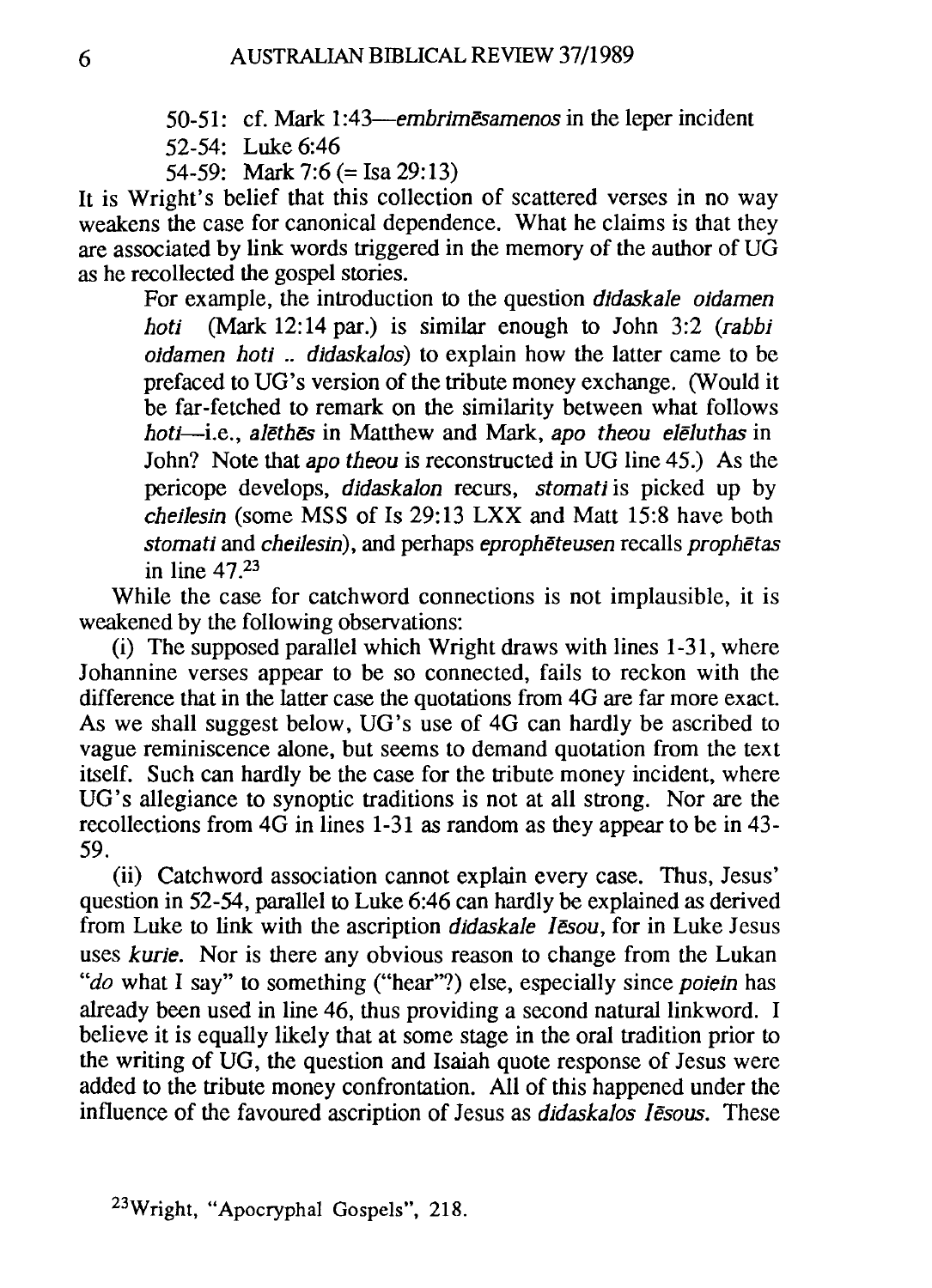50-51: cf. Mark 1:43—*embrimēsamenos* in the leper incident
52-54: Luke 6:46
54-59: Mark 7:6 (= Isa 29:13)

It is Wright's belief that this collection of scattered verses in no way weakens the case for canonical dependence. What he claims is that they are associated by link words triggered in the memory of the author of UG as he recollected the gospel stories.

> For example, the introduction to the question *didaskale oidamen hoti* (Mark 12:14 par.) is similar enough to John 3:2 (*rabbi oidamen hoti .. didaskalos*) to explain how the latter came to be prefaced to UG's version of the tribute money exchange. (Would it be far-fetched to remark on the similarity between what follows *hoti*—i.e., *alēthēs* in Matthew and Mark, *apo theou elēluthas* in John? Note that *apo theou* is reconstructed in UG line 45.) As the pericope develops, *didaskalon* recurs, *stomati* is picked up by *cheilesin* (some MSS of Is 29:13 LXX and Matt 15:8 have both *stomati* and *cheilesin*), and perhaps *eprophēteusen* recalls *prophētas* in line 47.[23]

While the case for catchword connections is not implausible, it is weakened by the following observations:

(i) The supposed parallel which Wright draws with lines 1-31, where Johannine verses appear to be so connected, fails to reckon with the difference that in the latter case the quotations from 4G are far more exact. As we shall suggest below, UG's use of 4G can hardly be ascribed to vague reminiscence alone, but seems to demand quotation from the text itself. Such can hardly be the case for the tribute money incident, where UG's allegiance to synoptic traditions is not at all strong. Nor are the recollections from 4G in lines 1-31 as random as they appear to be in 43-59.

(ii) Catchword association cannot explain every case. Thus, Jesus' question in 52-54, parallel to Luke 6:46 can hardly be explained as derived from Luke to link with the ascription *didaskale Iēsou*, for in Luke Jesus uses *kurie*. Nor is there any obvious reason to change from the Lukan "*do* what I say" to something ("hear"?) else, especially since *poiein* has already been used in line 46, thus providing a second natural linkword. I believe it is equally likely that at some stage in the oral tradition prior to the writing of UG, the question and Isaiah quote response of Jesus were added to the tribute money confrontation. All of this happened under the influence of the favoured ascription of Jesus as *didaskalos Iēsous*. These

[23] Wright, "Apocryphal Gospels", 218.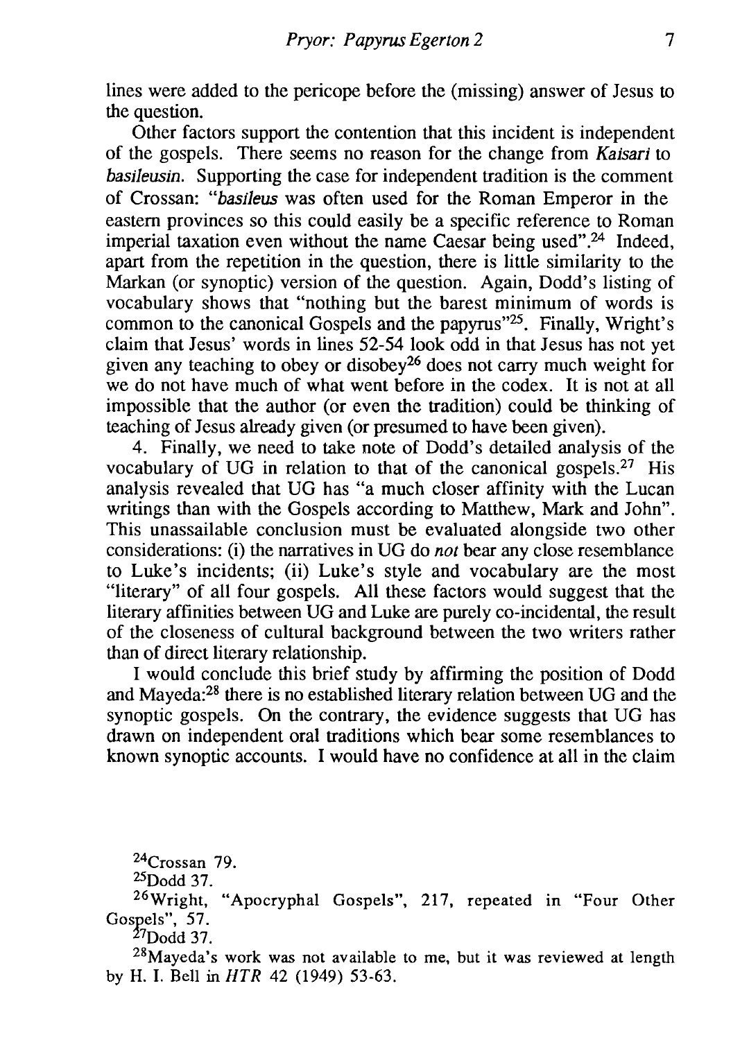lines were added to the pericope before the (missing) answer of Jesus to the question.

Other factors support the contention that this incident is independent of the gospels. There seems no reason for the change from *Kaisari* to *basileusin*. Supporting the case for independent tradition is the comment of Crossan: "*basileus* was often used for the Roman Emperor in the eastern provinces so this could easily be a specific reference to Roman imperial taxation even without the name Caesar being used".[24] Indeed, apart from the repetition in the question, there is little similarity to the Markan (or synoptic) version of the question. Again, Dodd's listing of vocabulary shows that "nothing but the barest minimum of words is common to the canonical Gospels and the papyrus"[25]. Finally, Wright's claim that Jesus' words in lines 52-54 look odd in that Jesus has not yet given any teaching to obey or disobey[26] does not carry much weight for we do not have much of what went before in the codex. It is not at all impossible that the author (or even the tradition) could be thinking of teaching of Jesus already given (or presumed to have been given).

4. Finally, we need to take note of Dodd's detailed analysis of the vocabulary of UG in relation to that of the canonical gospels.[27] His analysis revealed that UG has "a much closer affinity with the Lucan writings than with the Gospels according to Matthew, Mark and John". This unassailable conclusion must be evaluated alongside two other considerations: (i) the narratives in UG do *not* bear any close resemblance to Luke's incidents; (ii) Luke's style and vocabulary are the most "literary" of all four gospels. All these factors would suggest that the literary affinities between UG and Luke are purely co-incidental, the result of the closeness of cultural background between the two writers rather than of direct literary relationship.

I would conclude this brief study by affirming the position of Dodd and Mayeda:[28] there is no established literary relation between UG and the synoptic gospels. On the contrary, the evidence suggests that UG has drawn on independent oral traditions which bear some resemblances to known synoptic accounts. I would have no confidence at all in the claim

[24] Crossan 79.

[25] Dodd 37.

[26] Wright, "Apocryphal Gospels", 217, repeated in "Four Other Gospels", 57.

[27] Dodd 37.

[28] Mayeda's work was not available to me, but it was reviewed at length by H. I. Bell in *HTR* 42 (1949) 53-63.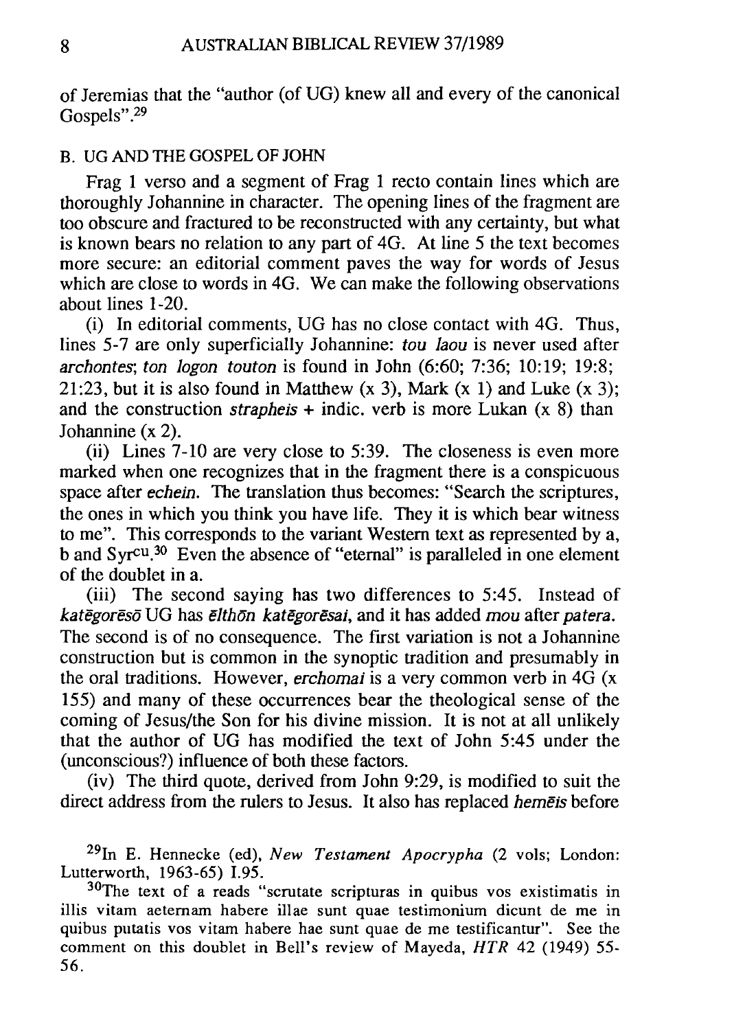of Jeremias that the "author (of UG) knew all and every of the canonical Gospels".[29]

### B. UG AND THE GOSPEL OF JOHN

Frag 1 verso and a segment of Frag 1 recto contain lines which are thoroughly Johannine in character. The opening lines of the fragment are too obscure and fractured to be reconstructed with any certainty, but what is known bears no relation to any part of 4G. At line 5 the text becomes more secure: an editorial comment paves the way for words of Jesus which are close to words in 4G. We can make the following observations about lines 1-20.

(i) In editorial comments, UG has no close contact with 4G. Thus, lines 5-7 are only superficially Johannine: *tou laou* is never used after *archontes*; *ton logon touton* is found in John (6:60; 7:36; 10:19; 19:8; 21:23, but it is also found in Matthew (x 3), Mark (x 1) and Luke (x 3); and the construction *strapheis* + indic. verb is more Lukan (x 8) than Johannine (x 2).

(ii) Lines 7-10 are very close to 5:39. The closeness is even more marked when one recognizes that in the fragment there is a conspicuous space after *echein*. The translation thus becomes: "Search the scriptures, the ones in which you think you have life. They it is which bear witness to me". This corresponds to the variant Western text as represented by a, b and Syr$^{cu}$.[30] Even the absence of "eternal" is paralleled in one element of the doublet in a.

(iii) The second saying has two differences to 5:45. Instead of *katēgorēsō* UG has *elthōn katēgorēsai*, and it has added *mou* after *patera*. The second is of no consequence. The first variation is not a Johannine construction but is common in the synoptic tradition and presumably in the oral traditions. However, *erchomai* is a very common verb in 4G (x 155) and many of these occurrences bear the theological sense of the coming of Jesus/the Son for his divine mission. It is not at all unlikely that the author of UG has modified the text of John 5:45 under the (unconscious?) influence of both these factors.

(iv) The third quote, derived from John 9:29, is modified to suit the direct address from the rulers to Jesus. It also has replaced *hemēis* before

[29]In E. Hennecke (ed), *New Testament Apocrypha* (2 vols; London: Lutterworth, 1963-65) I.95.

[30]The text of a reads "scrutate scripturas in quibus vos existimatis in illis vitam aeternam habere illae sunt quae testimonium dicunt de me in quibus putatis vos vitam habere hae sunt quae de me testificantur". See the comment on this doublet in Bell's review of Mayeda, *HTR* 42 (1949) 55-56.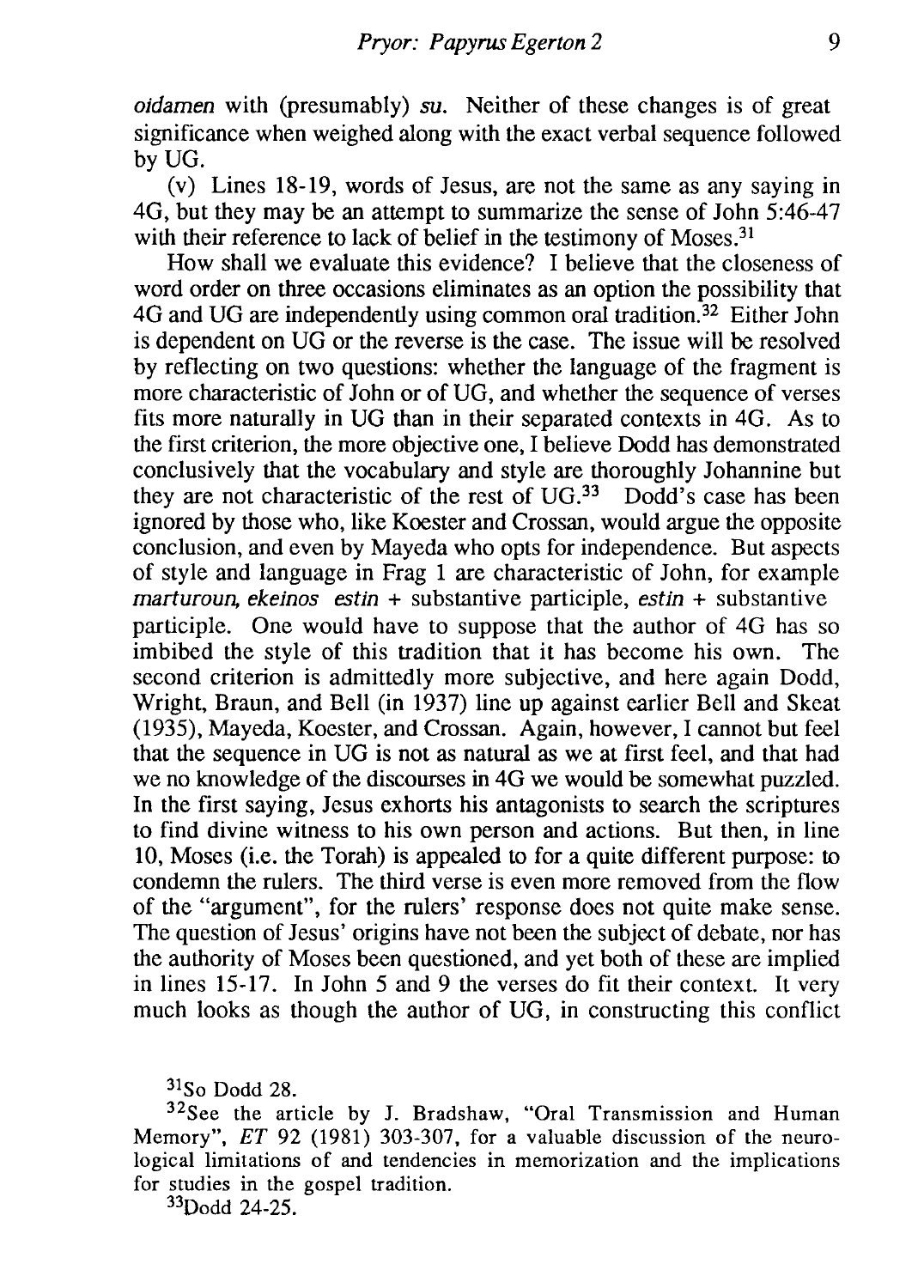*oidamen* with (presumably) *su*. Neither of these changes is of great significance when weighed along with the exact verbal sequence followed by UG.

(v) Lines 18-19, words of Jesus, are not the same as any saying in 4G, but they may be an attempt to summarize the sense of John 5:46-47 with their reference to lack of belief in the testimony of Moses.[31]

How shall we evaluate this evidence? I believe that the closeness of word order on three occasions eliminates as an option the possibility that 4G and UG are independently using common oral tradition.[32] Either John is dependent on UG or the reverse is the case. The issue will be resolved by reflecting on two questions: whether the language of the fragment is more characteristic of John or of UG, and whether the sequence of verses fits more naturally in UG than in their separated contexts in 4G. As to the first criterion, the more objective one, I believe Dodd has demonstrated conclusively that the vocabulary and style are thoroughly Johannine but they are not characteristic of the rest of UG.[33] Dodd's case has been ignored by those who, like Koester and Crossan, would argue the opposite conclusion, and even by Mayeda who opts for independence. But aspects of style and language in Frag 1 are characteristic of John, for example *marturoun, ekeinos estin* + substantive participle, *estin* + substantive participle. One would have to suppose that the author of 4G has so imbibed the style of this tradition that it has become his own. The second criterion is admittedly more subjective, and here again Dodd, Wright, Braun, and Bell (in 1937) line up against earlier Bell and Skeat (1935), Mayeda, Koester, and Crossan. Again, however, I cannot but feel that the sequence in UG is not as natural as we at first feel, and that had we no knowledge of the discourses in 4G we would be somewhat puzzled. In the first saying, Jesus exhorts his antagonists to search the scriptures to find divine witness to his own person and actions. But then, in line 10, Moses (i.e. the Torah) is appealed to for a quite different purpose: to condemn the rulers. The third verse is even more removed from the flow of the "argument", for the rulers' response does not quite make sense. The question of Jesus' origins have not been the subject of debate, nor has the authority of Moses been questioned, and yet both of these are implied in lines 15-17. In John 5 and 9 the verses do fit their context. It very much looks as though the author of UG, in constructing this conflict

[31]So Dodd 28.

[32]See the article by J. Bradshaw, "Oral Transmission and Human Memory", *ET* 92 (1981) 303-307, for a valuable discussion of the neurological limitations of and tendencies in memorization and the implications for studies in the gospel tradition.

[33]Dodd 24-25.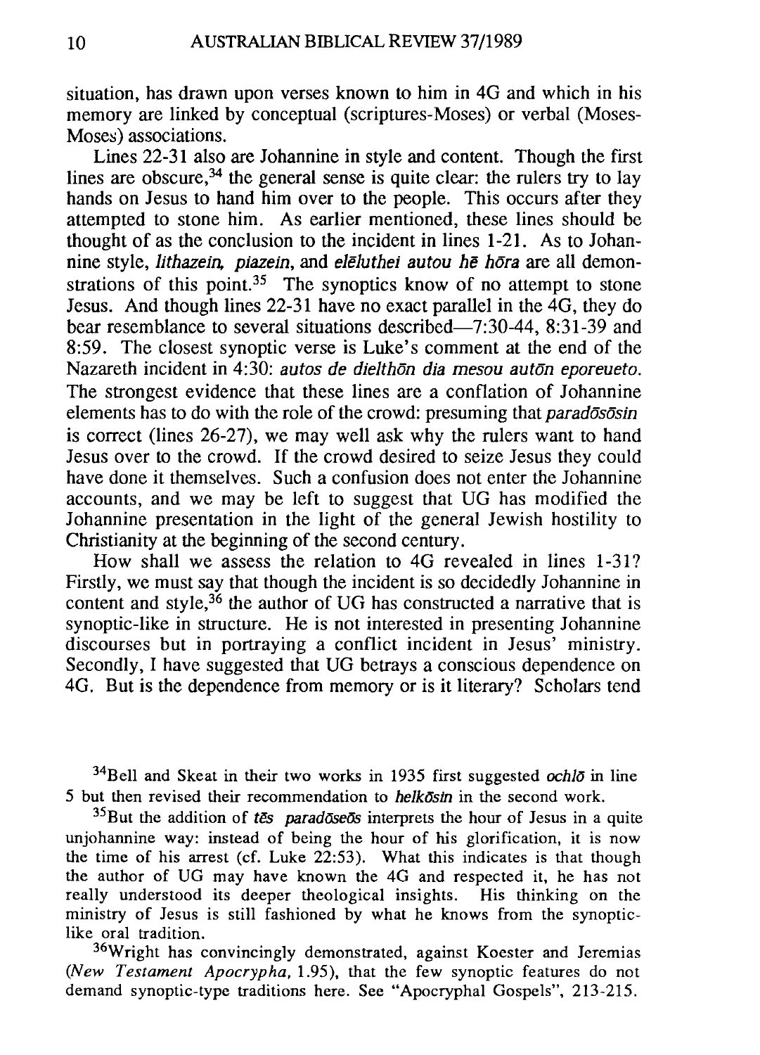situation, has drawn upon verses known to him in 4G and which in his memory are linked by conceptual (scriptures-Moses) or verbal (Moses-Moses) associations.

Lines 22-31 also are Johannine in style and content. Though the first lines are obscure,[34] the general sense is quite clear: the rulers try to lay hands on Jesus to hand him over to the people. This occurs after they attempted to stone him. As earlier mentioned, these lines should be thought of as the conclusion to the incident in lines 1-21. As to Johannine style, *lithazein, piazein*, and *elēluthei autou hē hōra* are all demonstrations of this point.[35] The synoptics know of no attempt to stone Jesus. And though lines 22-31 have no exact parallel in the 4G, they do bear resemblance to several situations described—7:30-44, 8:31-39 and 8:59. The closest synoptic verse is Luke's comment at the end of the Nazareth incident in 4:30: *autos de dielthōn dia mesou autōn eporeueto.* The strongest evidence that these lines are a conflation of Johannine elements has to do with the role of the crowd: presuming that *paradōsōsin* is correct (lines 26-27), we may well ask why the rulers want to hand Jesus over to the crowd. If the crowd desired to seize Jesus they could have done it themselves. Such a confusion does not enter the Johannine accounts, and we may be left to suggest that UG has modified the Johannine presentation in the light of the general Jewish hostility to Christianity at the beginning of the second century.

How shall we assess the relation to 4G revealed in lines 1-31? Firstly, we must say that though the incident is so decidedly Johannine in content and style,[36] the author of UG has constructed a narrative that is synoptic-like in structure. He is not interested in presenting Johannine discourses but in portraying a conflict incident in Jesus' ministry. Secondly, I have suggested that UG betrays a conscious dependence on 4G. But is the dependence from memory or is it literary? Scholars tend

[34] Bell and Skeat in their two works in 1935 first suggested *ochlō* in line 5 but then revised their recommendation to *helkōsin* in the second work.

[35] But the addition of *tēs paradōseōs* interprets the hour of Jesus in a quite unjohannine way: instead of being the hour of his glorification, it is now the time of his arrest (cf. Luke 22:53). What this indicates is that though the author of UG may have known the 4G and respected it, he has not really understood its deeper theological insights. His thinking on the ministry of Jesus is still fashioned by what he knows from the synoptic-like oral tradition.

[36] Wright has convincingly demonstrated, against Koester and Jeremias (*New Testament Apocrypha*, 1.95), that the few synoptic features do not demand synoptic-type traditions here. See "Apocryphal Gospels", 213-215.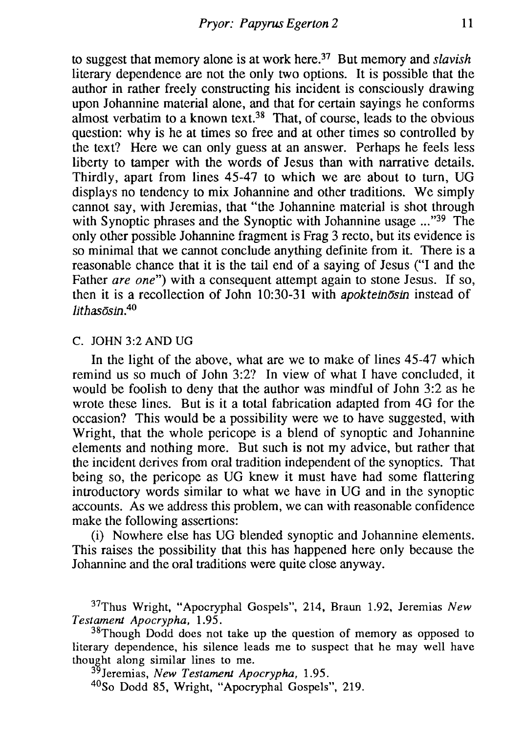to suggest that memory alone is at work here.[37] But memory and *slavish* literary dependence are not the only two options. It is possible that the author in rather freely constructing his incident is consciously drawing upon Johannine material alone, and that for certain sayings he conforms almost verbatim to a known text.[38] That, of course, leads to the obvious question: why is he at times so free and at other times so controlled by the text? Here we can only guess at an answer. Perhaps he feels less liberty to tamper with the words of Jesus than with narrative details. Thirdly, apart from lines 45-47 to which we are about to turn, UG displays no tendency to mix Johannine and other traditions. We simply cannot say, with Jeremias, that "the Johannine material is shot through with Synoptic phrases and the Synoptic with Johannine usage ..."[39] The only other possible Johannine fragment is Frag 3 recto, but its evidence is so minimal that we cannot conclude anything definite from it. There is a reasonable chance that it is the tail end of a saying of Jesus ("I and the Father *are one*") with a consequent attempt again to stone Jesus. If so, then it is a recollection of John 10:30-31 with *apokteinōsin* instead of *lithasōsin*.[40]

## C. JOHN 3:2 AND UG

In the light of the above, what are we to make of lines 45-47 which remind us so much of John 3:2? In view of what I have concluded, it would be foolish to deny that the author was mindful of John 3:2 as he wrote these lines. But is it a total fabrication adapted from 4G for the occasion? This would be a possibility were we to have suggested, with Wright, that the whole pericope is a blend of synoptic and Johannine elements and nothing more. But such is not my advice, but rather that the incident derives from oral tradition independent of the synoptics. That being so, the pericope as UG knew it must have had some flattering introductory words similar to what we have in UG and in the synoptic accounts. As we address this problem, we can with reasonable confidence make the following assertions:

(i) Nowhere else has UG blended synoptic and Johannine elements. This raises the possibility that this has happened here only because the Johannine and the oral traditions were quite close anyway.

[37]Thus Wright, "Apocryphal Gospels", 214, Braun 1.92, Jeremias *New Testament Apocrypha*, 1.95.

[38]Though Dodd does not take up the question of memory as opposed to literary dependence, his silence leads me to suspect that he may well have thought along similar lines to me.

[39]Jeremias, *New Testament Apocrypha*, 1.95.

[40]So Dodd 85, Wright, "Apocryphal Gospels", 219.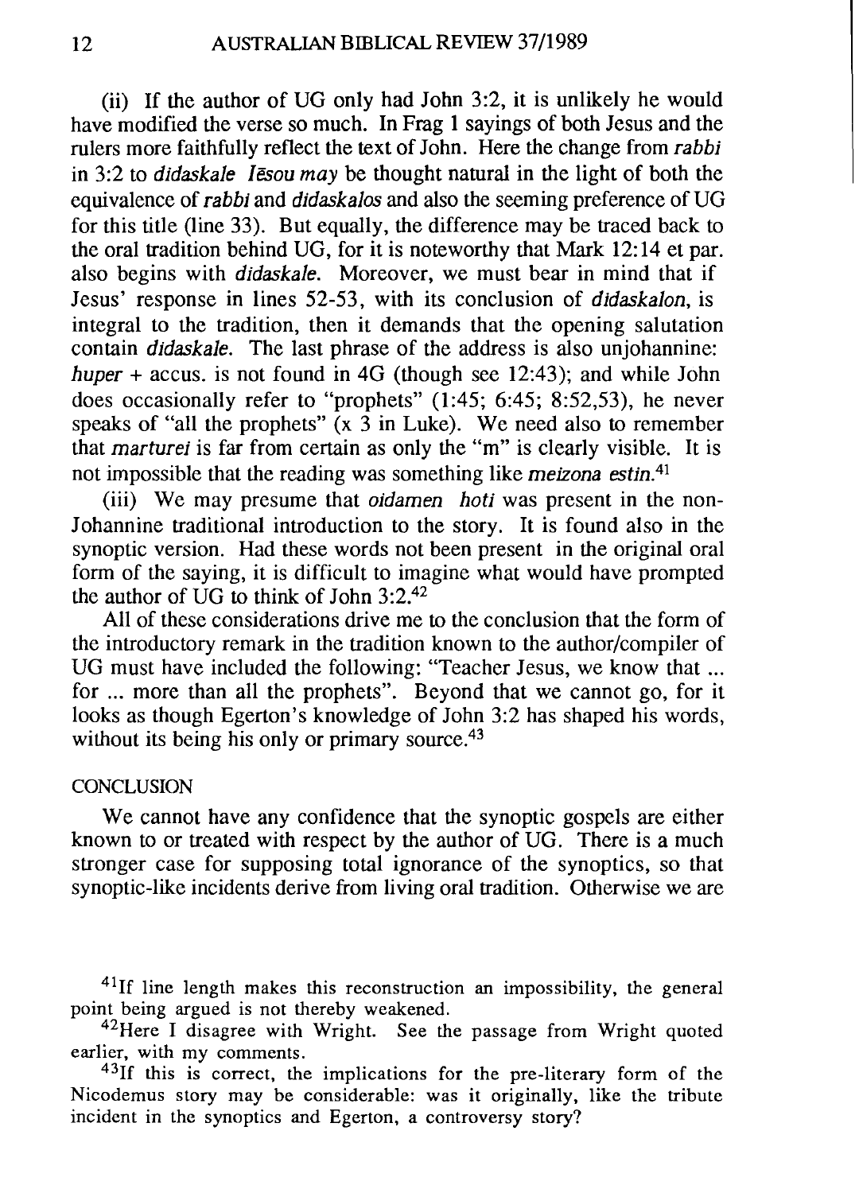(ii) If the author of UG only had John 3:2, it is unlikely he would have modified the verse so much. In Frag 1 sayings of both Jesus and the rulers more faithfully reflect the text of John. Here the change from *rabbi* in 3:2 to *didaskale Iēsou may* be thought natural in the light of both the equivalence of *rabbi* and *didaskalos* and also the seeming preference of UG for this title (line 33). But equally, the difference may be traced back to the oral tradition behind UG, for it is noteworthy that Mark 12:14 et par. also begins with *didaskale*. Moreover, we must bear in mind that if Jesus' response in lines 52-53, with its conclusion of *didaskalon*, is integral to the tradition, then it demands that the opening salutation contain *didaskale*. The last phrase of the address is also unjohannine: *huper* + accus. is not found in 4G (though see 12:43); and while John does occasionally refer to "prophets" (1:45; 6:45; 8:52,53), he never speaks of "all the prophets" (x 3 in Luke). We need also to remember that *marturei* is far from certain as only the "m" is clearly visible. It is not impossible that the reading was something like *meizona estin*.[41]

(iii) We may presume that *oidamen hoti* was present in the non-Johannine traditional introduction to the story. It is found also in the synoptic version. Had these words not been present in the original oral form of the saying, it is difficult to imagine what would have prompted the author of UG to think of John 3:2.[42]

All of these considerations drive me to the conclusion that the form of the introductory remark in the tradition known to the author/compiler of UG must have included the following: "Teacher Jesus, we know that ... for ... more than all the prophets". Beyond that we cannot go, for it looks as though Egerton's knowledge of John 3:2 has shaped his words, without its being his only or primary source.[43]

## CONCLUSION

We cannot have any confidence that the synoptic gospels are either known to or treated with respect by the author of UG. There is a much stronger case for supposing total ignorance of the synoptics, so that synoptic-like incidents derive from living oral tradition. Otherwise we are

[41] If line length makes this reconstruction an impossibility, the general point being argued is not thereby weakened.

[42] Here I disagree with Wright. See the passage from Wright quoted earlier, with my comments.

[43] If this is correct, the implications for the pre-literary form of the Nicodemus story may be considerable: was it originally, like the tribute incident in the synoptics and Egerton, a controversy story?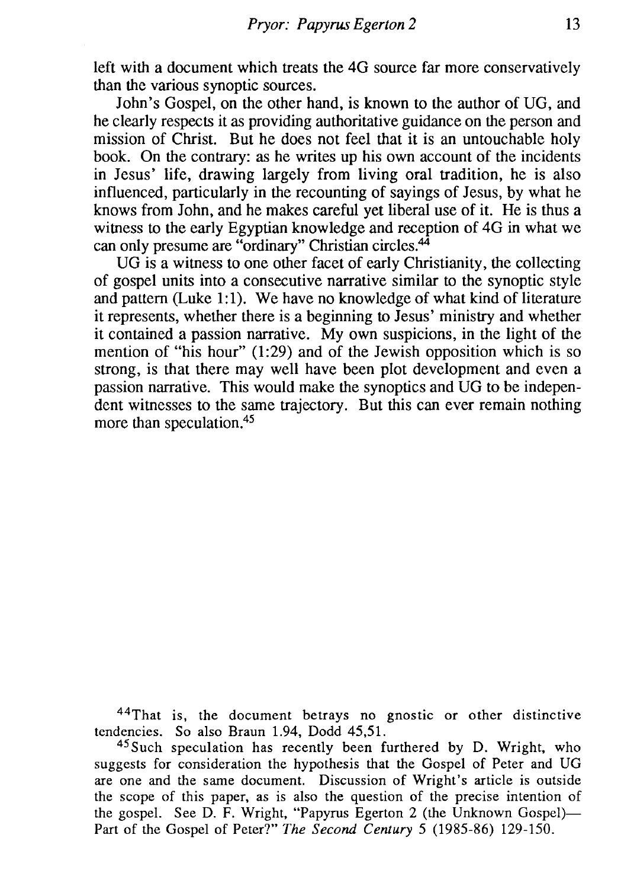left with a document which treats the 4G source far more conservatively than the various synoptic sources.

John's Gospel, on the other hand, is known to the author of UG, and he clearly respects it as providing authoritative guidance on the person and mission of Christ. But he does not feel that it is an untouchable holy book. On the contrary: as he writes up his own account of the incidents in Jesus' life, drawing largely from living oral tradition, he is also influenced, particularly in the recounting of sayings of Jesus, by what he knows from John, and he makes careful yet liberal use of it. He is thus a witness to the early Egyptian knowledge and reception of 4G in what we can only presume are "ordinary" Christian circles.[44]

UG is a witness to one other facet of early Christianity, the collecting of gospel units into a consecutive narrative similar to the synoptic style and pattern (Luke 1:1). We have no knowledge of what kind of literature it represents, whether there is a beginning to Jesus' ministry and whether it contained a passion narrative. My own suspicions, in the light of the mention of "his hour" (1:29) and of the Jewish opposition which is so strong, is that there may well have been plot development and even a passion narrative. This would make the synoptics and UG to be independent witnesses to the same trajectory. But this can ever remain nothing more than speculation.[45]

[44]That is, the document betrays no gnostic or other distinctive tendencies. So also Braun 1.94, Dodd 45,51.

[45]Such speculation has recently been furthered by D. Wright, who suggests for consideration the hypothesis that the Gospel of Peter and UG are one and the same document. Discussion of Wright's article is outside the scope of this paper, as is also the question of the precise intention of the gospel. See D. F. Wright, "Papyrus Egerton 2 (the Unknown Gospel)—Part of the Gospel of Peter?" *The Second Century* 5 (1985-86) 129-150.